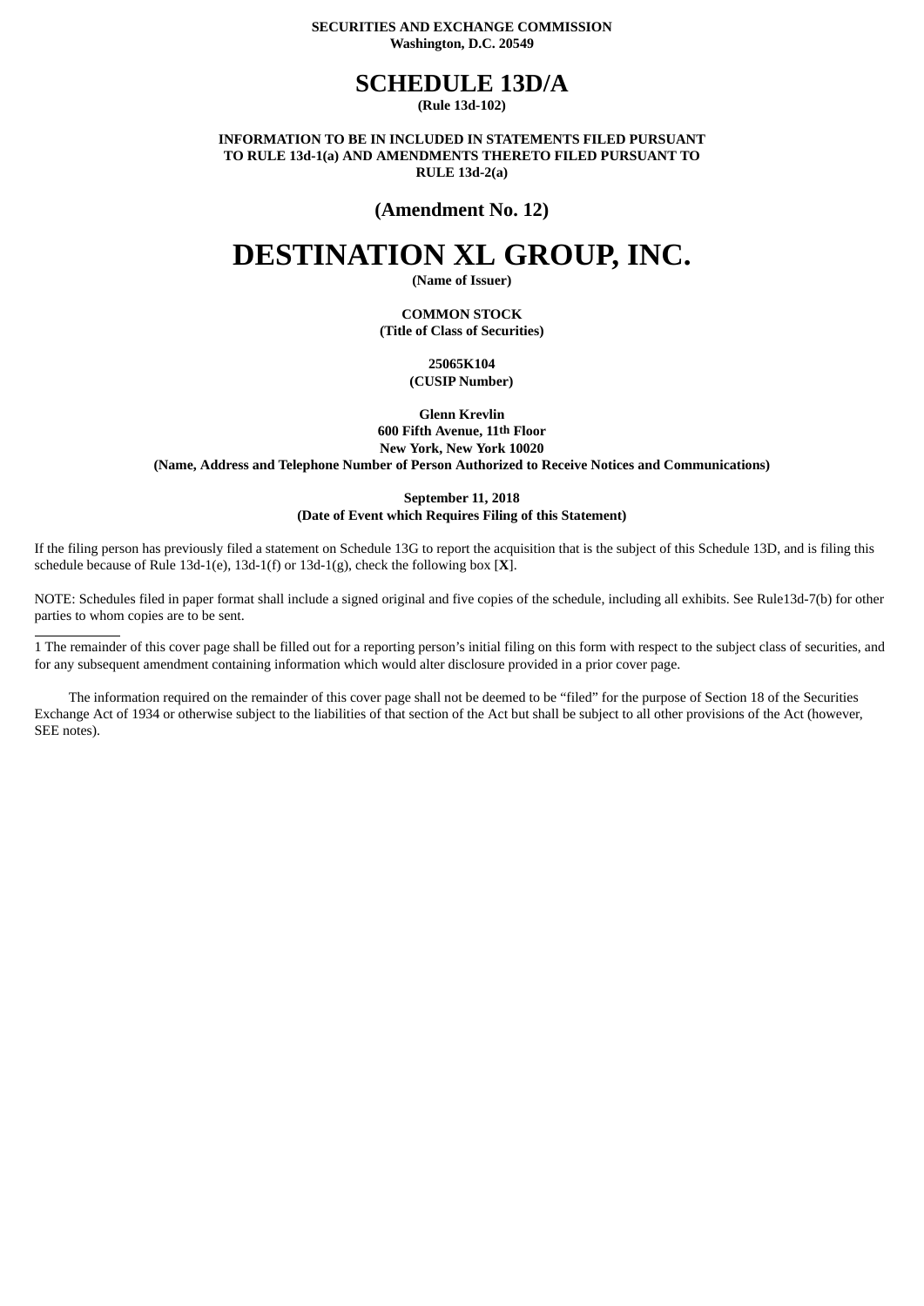**SECURITIES AND EXCHANGE COMMISSION**
**Washington, D.C. 20549**

# SCHEDULE 13D/A

**(Rule 13d-102)**

**INFORMATION TO BE IN INCLUDED IN STATEMENTS FILED PURSUANT TO RULE 13d-1(a) AND AMENDMENTS THERETO FILED PURSUANT TO RULE 13d-2(a)**

## (Amendment No. 12)

# DESTINATION XL GROUP, INC.

**(Name of Issuer)**

**COMMON STOCK**
**(Title of Class of Securities)**

**25065K104**
**(CUSIP Number)**

**Glenn Krevlin**
**600 Fifth Avenue, 11th Floor**
**New York, New York 10020**
**(Name, Address and Telephone Number of Person Authorized to Receive Notices and Communications)**

**September 11, 2018**
**(Date of Event which Requires Filing of this Statement)**

If the filing person has previously filed a statement on Schedule 13G to report the acquisition that is the subject of this Schedule 13D, and is filing this schedule because of Rule 13d-1(e), 13d-1(f) or 13d-1(g), check the following box [**X**].

NOTE: Schedules filed in paper format shall include a signed original and five copies of the schedule, including all exhibits. See Rule13d-7(b) for other parties to whom copies are to be sent.

---

1 The remainder of this cover page shall be filled out for a reporting person's initial filing on this form with respect to the subject class of securities, and for any subsequent amendment containing information which would alter disclosure provided in a prior cover page.

The information required on the remainder of this cover page shall not be deemed to be "filed" for the purpose of Section 18 of the Securities Exchange Act of 1934 or otherwise subject to the liabilities of that section of the Act but shall be subject to all other provisions of the Act (however, SEE notes).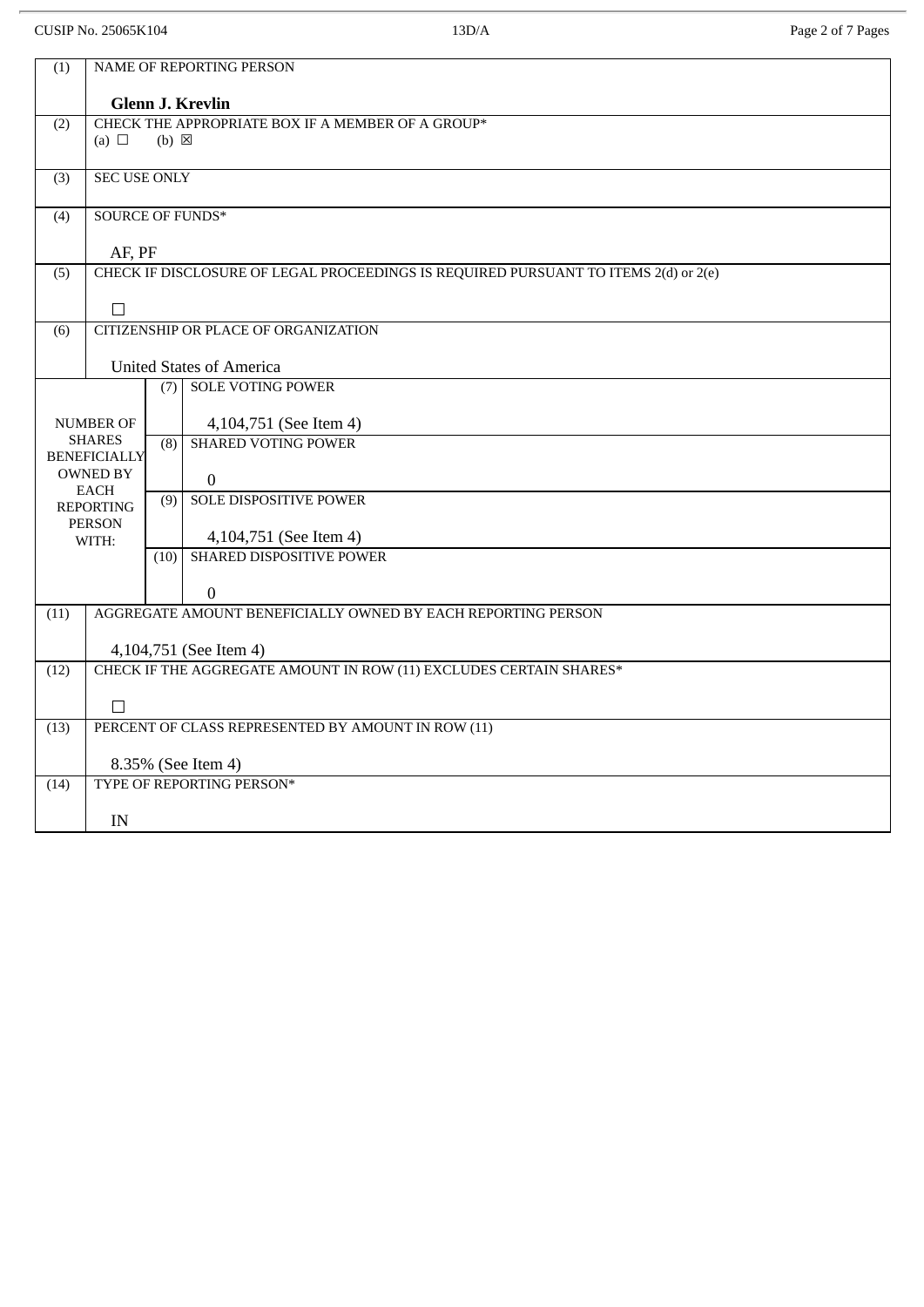CUSIP No. 25065K104 13D/A

| | | | |
|---|---|---|---|
| (1) | NAME OF REPORTING PERSON<br><br>**Glenn J. Krevlin** | | |
| (2) | CHECK THE APPROPRIATE BOX IF A MEMBER OF A GROUP*<br>(a) ☐ (b) ☒ | | |
| (3) | SEC USE ONLY | | |
| (4) | SOURCE OF FUNDS*<br><br>AF, PF | | |
| (5) | CHECK IF DISCLOSURE OF LEGAL PROCEEDINGS IS REQUIRED PURSUANT TO ITEMS 2(d) or 2(e)<br><br>☐ | | |
| (6) | CITIZENSHIP OR PLACE OF ORGANIZATION<br><br>United States of America | | |
| NUMBER OF SHARES BENEFICIALLY OWNED BY EACH REPORTING PERSON WITH: | (7) | SOLE VOTING POWER<br><br>4,104,751 (See Item 4) | |
| | (8) | SHARED VOTING POWER<br><br>0 | |
| | (9) | SOLE DISPOSITIVE POWER<br><br>4,104,751 (See Item 4) | |
| | (10) | SHARED DISPOSITIVE POWER<br><br>0 | |
| (11) | AGGREGATE AMOUNT BENEFICIALLY OWNED BY EACH REPORTING PERSON<br><br>4,104,751 (See Item 4) | | |
| (12) | CHECK IF THE AGGREGATE AMOUNT IN ROW (11) EXCLUDES CERTAIN SHARES*<br><br>☐ | | |
| (13) | PERCENT OF CLASS REPRESENTED BY AMOUNT IN ROW (11)<br><br>8.35% (See Item 4) | | |
| (14) | TYPE OF REPORTING PERSON*<br><br>IN | | |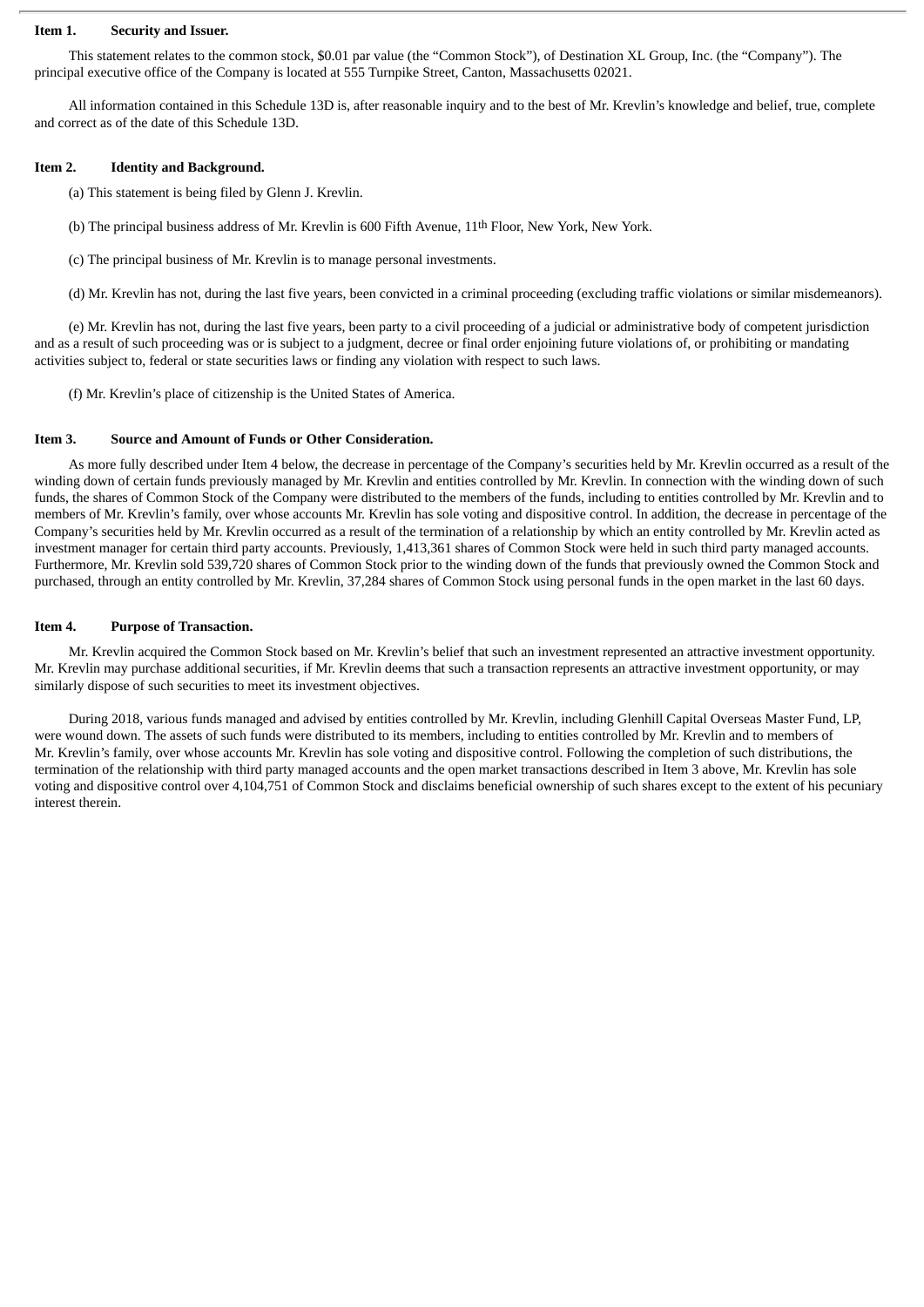**Item 1. Security and Issuer.**

This statement relates to the common stock, $0.01 par value (the "Common Stock"), of Destination XL Group, Inc. (the "Company"). The principal executive office of the Company is located at 555 Turnpike Street, Canton, Massachusetts 02021.

All information contained in this Schedule 13D is, after reasonable inquiry and to the best of Mr. Krevlin's knowledge and belief, true, complete and correct as of the date of this Schedule 13D.

**Item 2. Identity and Background.**

(a) This statement is being filed by Glenn J. Krevlin.

(b) The principal business address of Mr. Krevlin is 600 Fifth Avenue, 11th Floor, New York, New York.

(c) The principal business of Mr. Krevlin is to manage personal investments.

(d) Mr. Krevlin has not, during the last five years, been convicted in a criminal proceeding (excluding traffic violations or similar misdemeanors).

(e) Mr. Krevlin has not, during the last five years, been party to a civil proceeding of a judicial or administrative body of competent jurisdiction and as a result of such proceeding was or is subject to a judgment, decree or final order enjoining future violations of, or prohibiting or mandating activities subject to, federal or state securities laws or finding any violation with respect to such laws.

(f) Mr. Krevlin's place of citizenship is the United States of America.

**Item 3. Source and Amount of Funds or Other Consideration.**

As more fully described under Item 4 below, the decrease in percentage of the Company's securities held by Mr. Krevlin occurred as a result of the winding down of certain funds previously managed by Mr. Krevlin and entities controlled by Mr. Krevlin. In connection with the winding down of such funds, the shares of Common Stock of the Company were distributed to the members of the funds, including to entities controlled by Mr. Krevlin and to members of Mr. Krevlin's family, over whose accounts Mr. Krevlin has sole voting and dispositive control. In addition, the decrease in percentage of the Company's securities held by Mr. Krevlin occurred as a result of the termination of a relationship by which an entity controlled by Mr. Krevlin acted as investment manager for certain third party accounts. Previously, 1,413,361 shares of Common Stock were held in such third party managed accounts. Furthermore, Mr. Krevlin sold 539,720 shares of Common Stock prior to the winding down of the funds that previously owned the Common Stock and purchased, through an entity controlled by Mr. Krevlin, 37,284 shares of Common Stock using personal funds in the open market in the last 60 days.

**Item 4. Purpose of Transaction.**

Mr. Krevlin acquired the Common Stock based on Mr. Krevlin's belief that such an investment represented an attractive investment opportunity. Mr. Krevlin may purchase additional securities, if Mr. Krevlin deems that such a transaction represents an attractive investment opportunity, or may similarly dispose of such securities to meet its investment objectives.

During 2018, various funds managed and advised by entities controlled by Mr. Krevlin, including Glenhill Capital Overseas Master Fund, LP, were wound down. The assets of such funds were distributed to its members, including to entities controlled by Mr. Krevlin and to members of Mr. Krevlin's family, over whose accounts Mr. Krevlin has sole voting and dispositive control. Following the completion of such distributions, the termination of the relationship with third party managed accounts and the open market transactions described in Item 3 above, Mr. Krevlin has sole voting and dispositive control over 4,104,751 of Common Stock and disclaims beneficial ownership of such shares except to the extent of his pecuniary interest therein.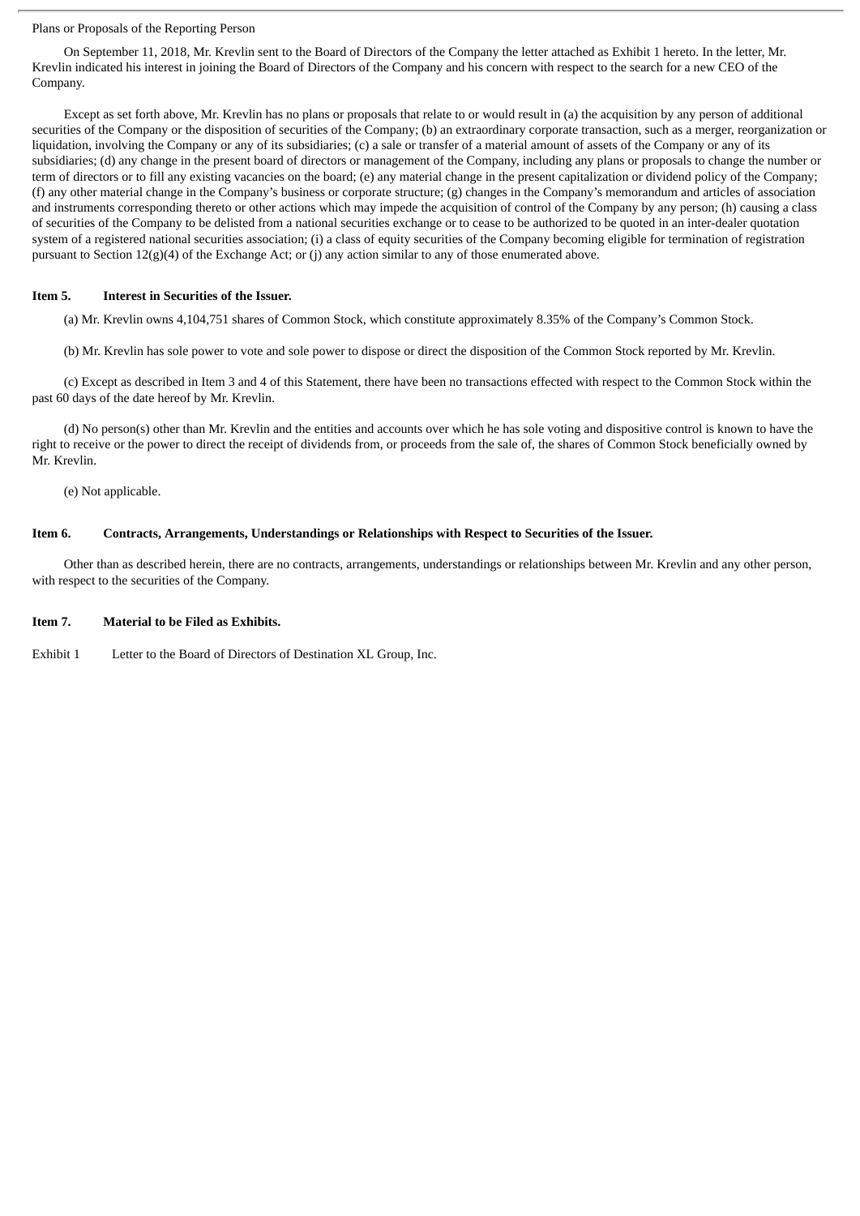Plans or Proposals of the Reporting Person

On September 11, 2018, Mr. Krevlin sent to the Board of Directors of the Company the letter attached as Exhibit 1 hereto. In the letter, Mr. Krevlin indicated his interest in joining the Board of Directors of the Company and his concern with respect to the search for a new CEO of the Company.

Except as set forth above, Mr. Krevlin has no plans or proposals that relate to or would result in (a) the acquisition by any person of additional securities of the Company or the disposition of securities of the Company; (b) an extraordinary corporate transaction, such as a merger, reorganization or liquidation, involving the Company or any of its subsidiaries; (c) a sale or transfer of a material amount of assets of the Company or any of its subsidiaries; (d) any change in the present board of directors or management of the Company, including any plans or proposals to change the number or term of directors or to fill any existing vacancies on the board; (e) any material change in the present capitalization or dividend policy of the Company; (f) any other material change in the Company's business or corporate structure; (g) changes in the Company's memorandum and articles of association and instruments corresponding thereto or other actions which may impede the acquisition of control of the Company by any person; (h) causing a class of securities of the Company to be delisted from a national securities exchange or to cease to be authorized to be quoted in an inter-dealer quotation system of a registered national securities association; (i) a class of equity securities of the Company becoming eligible for termination of registration pursuant to Section 12(g)(4) of the Exchange Act; or (j) any action similar to any of those enumerated above.

**Item 5. Interest in Securities of the Issuer.**

(a) Mr. Krevlin owns 4,104,751 shares of Common Stock, which constitute approximately 8.35% of the Company's Common Stock.

(b) Mr. Krevlin has sole power to vote and sole power to dispose or direct the disposition of the Common Stock reported by Mr. Krevlin.

(c) Except as described in Item 3 and 4 of this Statement, there have been no transactions effected with respect to the Common Stock within the past 60 days of the date hereof by Mr. Krevlin.

(d) No person(s) other than Mr. Krevlin and the entities and accounts over which he has sole voting and dispositive control is known to have the right to receive or the power to direct the receipt of dividends from, or proceeds from the sale of, the shares of Common Stock beneficially owned by Mr. Krevlin.

(e) Not applicable.

**Item 6. Contracts, Arrangements, Understandings or Relationships with Respect to Securities of the Issuer.**

Other than as described herein, there are no contracts, arrangements, understandings or relationships between Mr. Krevlin and any other person, with respect to the securities of the Company.

**Item 7. Material to be Filed as Exhibits.**

Exhibit 1 Letter to the Board of Directors of Destination XL Group, Inc.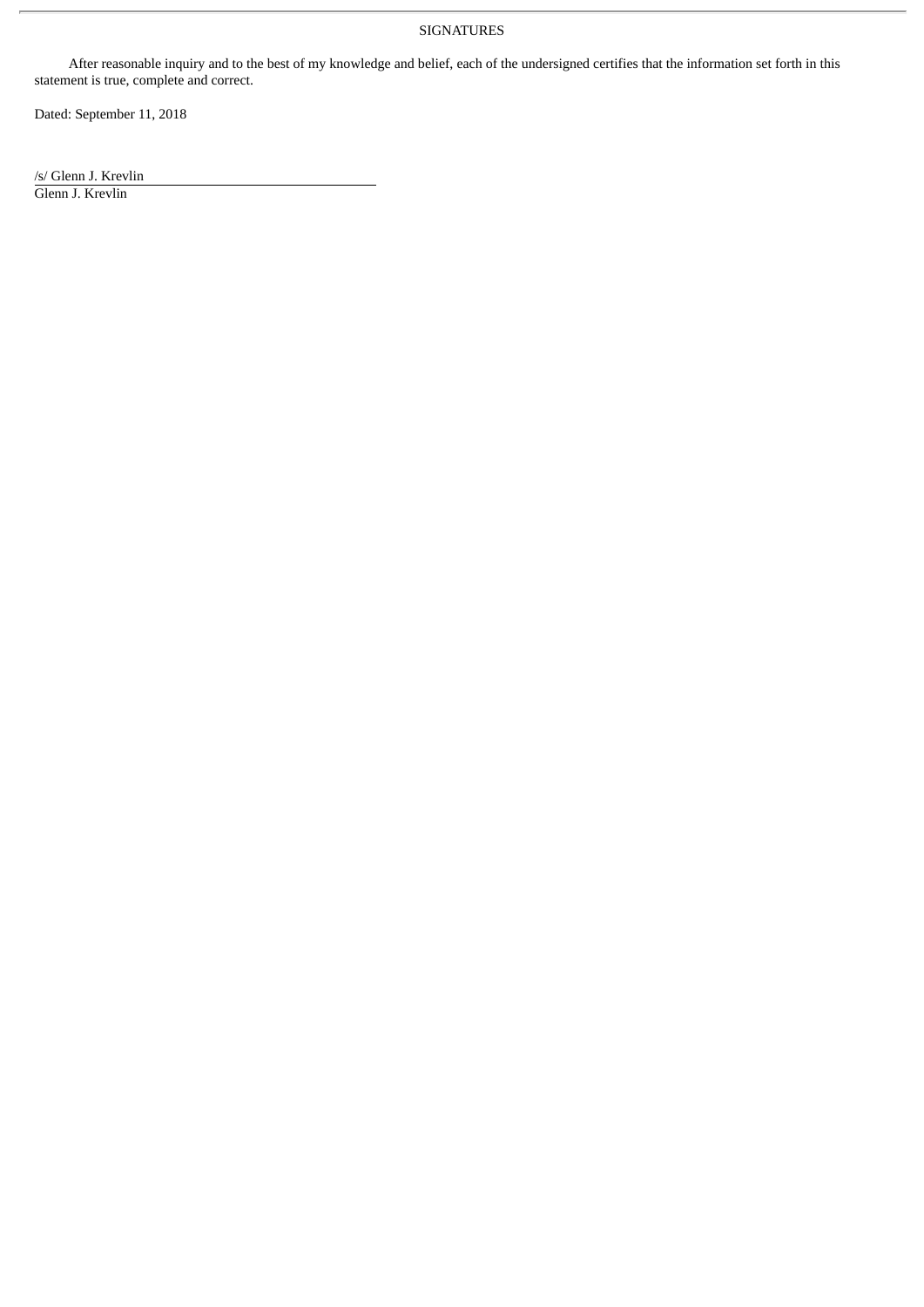SIGNATURES

After reasonable inquiry and to the best of my knowledge and belief, each of the undersigned certifies that the information set forth in this statement is true, complete and correct.

Dated: September 11, 2018

/s/ Glenn J. Krevlin

Glenn J. Krevlin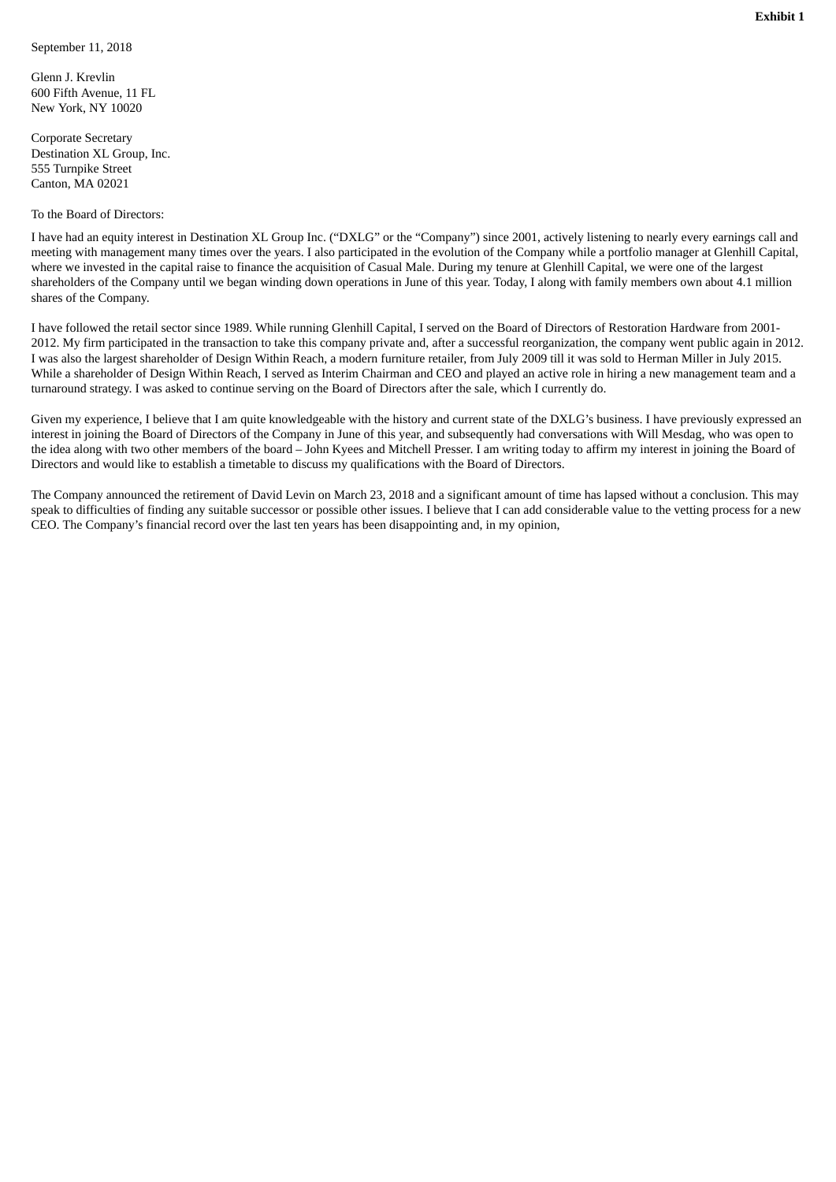**Exhibit 1**

September 11, 2018

Glenn J. Krevlin
600 Fifth Avenue, 11 FL
New York, NY 10020

Corporate Secretary
Destination XL Group, Inc.
555 Turnpike Street
Canton, MA 02021

To the Board of Directors:

I have had an equity interest in Destination XL Group Inc. ("DXLG" or the "Company") since 2001, actively listening to nearly every earnings call and meeting with management many times over the years. I also participated in the evolution of the Company while a portfolio manager at Glenhill Capital, where we invested in the capital raise to finance the acquisition of Casual Male. During my tenure at Glenhill Capital, we were one of the largest shareholders of the Company until we began winding down operations in June of this year. Today, I along with family members own about 4.1 million shares of the Company.

I have followed the retail sector since 1989. While running Glenhill Capital, I served on the Board of Directors of Restoration Hardware from 2001-2012. My firm participated in the transaction to take this company private and, after a successful reorganization, the company went public again in 2012. I was also the largest shareholder of Design Within Reach, a modern furniture retailer, from July 2009 till it was sold to Herman Miller in July 2015. While a shareholder of Design Within Reach, I served as Interim Chairman and CEO and played an active role in hiring a new management team and a turnaround strategy. I was asked to continue serving on the Board of Directors after the sale, which I currently do.

Given my experience, I believe that I am quite knowledgeable with the history and current state of the DXLG's business. I have previously expressed an interest in joining the Board of Directors of the Company in June of this year, and subsequently had conversations with Will Mesdag, who was open to the idea along with two other members of the board – John Kyees and Mitchell Presser. I am writing today to affirm my interest in joining the Board of Directors and would like to establish a timetable to discuss my qualifications with the Board of Directors.

The Company announced the retirement of David Levin on March 23, 2018 and a significant amount of time has lapsed without a conclusion. This may speak to difficulties of finding any suitable successor or possible other issues. I believe that I can add considerable value to the vetting process for a new CEO. The Company's financial record over the last ten years has been disappointing and, in my opinion,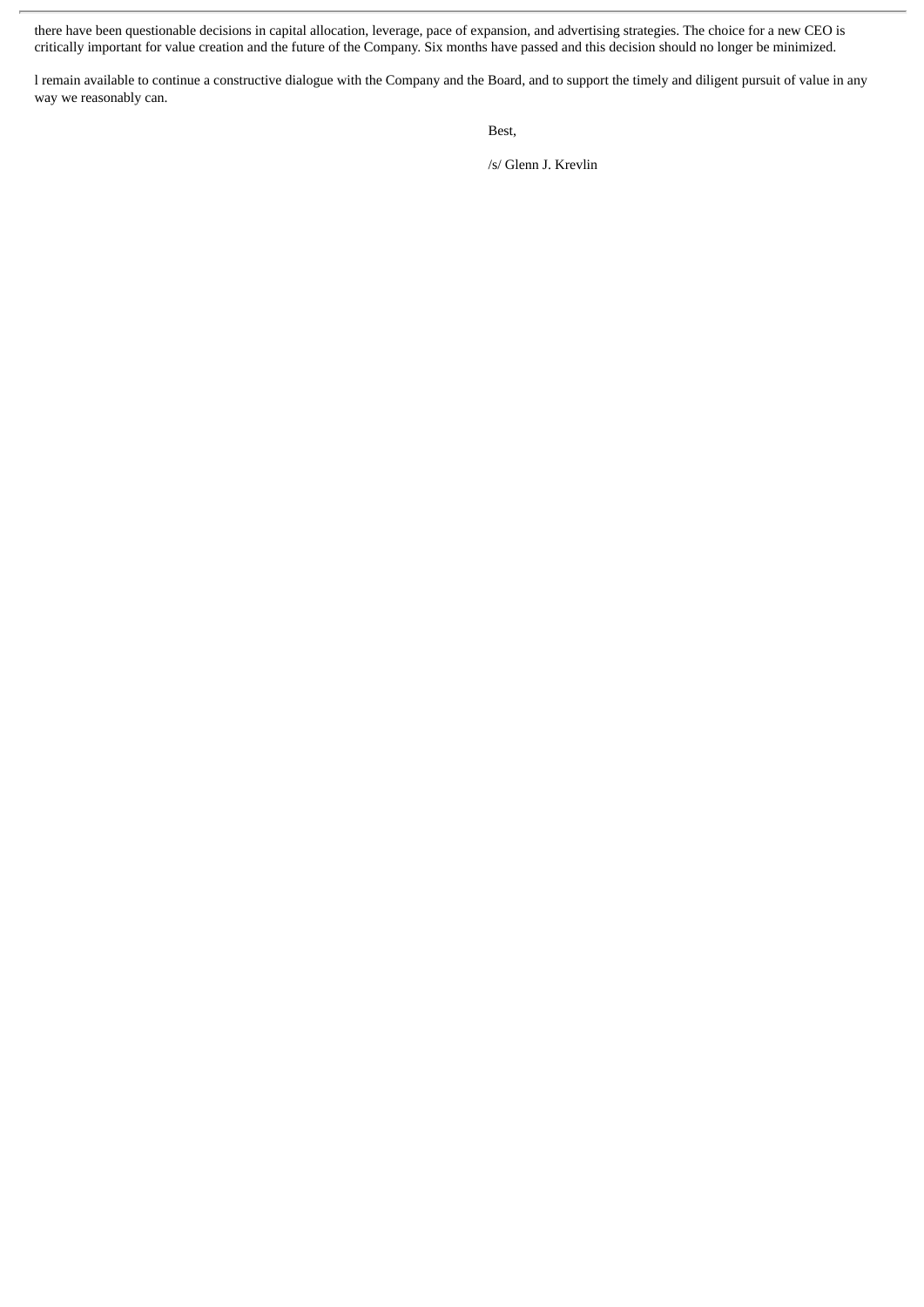there have been questionable decisions in capital allocation, leverage, pace of expansion, and advertising strategies. The choice for a new CEO is critically important for value creation and the future of the Company. Six months have passed and this decision should no longer be minimized.

I remain available to continue a constructive dialogue with the Company and the Board, and to support the timely and diligent pursuit of value in any way we reasonably can.

Best,

/s/ Glenn J. Krevlin